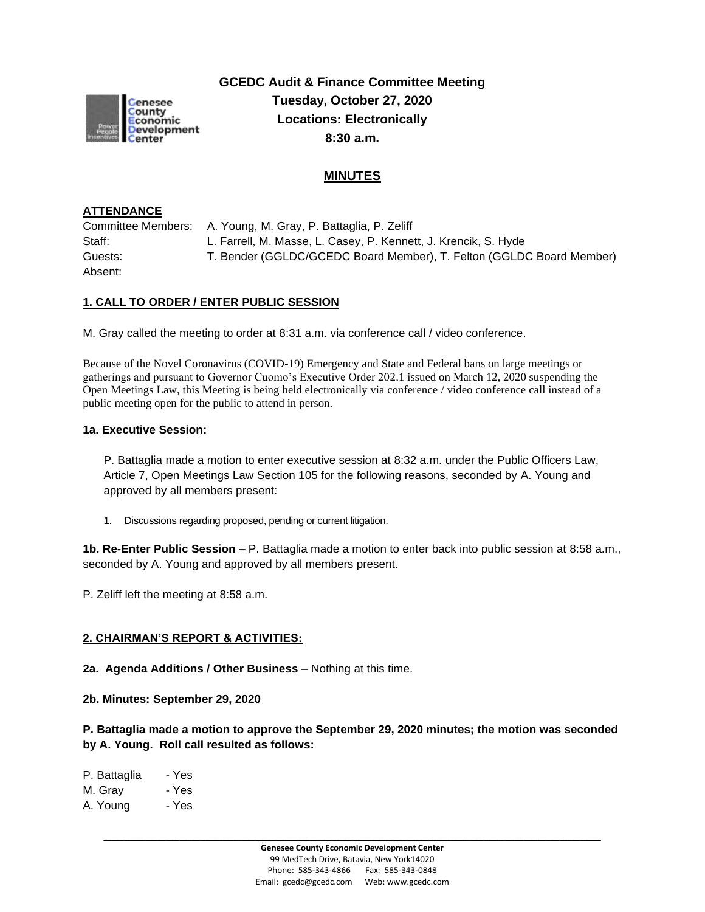**GCEDC Audit & Finance Committee Meeting**
**Tuesday, October 27, 2020**
**Locations: Electronically**
**8:30 a.m.**

## MINUTES

**ATTENDANCE**

Committee Members: A. Young, M. Gray, P. Battaglia, P. Zeliff
Staff: L. Farrell, M. Masse, L. Casey, P. Kennett, J. Krencik, S. Hyde
Guests: T. Bender (GGLDC/GCEDC Board Member), T. Felton (GGLDC Board Member)
Absent:

**1. CALL TO ORDER / ENTER PUBLIC SESSION**

M. Gray called the meeting to order at 8:31 a.m. via conference call / video conference.

Because of the Novel Coronavirus (COVID-19) Emergency and State and Federal bans on large meetings or gatherings and pursuant to Governor Cuomo's Executive Order 202.1 issued on March 12, 2020 suspending the Open Meetings Law, this Meeting is being held electronically via conference / video conference call instead of a public meeting open for the public to attend in person.

**1a. Executive Session:**

P. Battaglia made a motion to enter executive session at 8:32 a.m. under the Public Officers Law, Article 7, Open Meetings Law Section 105 for the following reasons, seconded by A. Young and approved by all members present:

1. Discussions regarding proposed, pending or current litigation.

**1b. Re-Enter Public Session –** P. Battaglia made a motion to enter back into public session at 8:58 a.m., seconded by A. Young and approved by all members present.

P. Zeliff left the meeting at 8:58 a.m.

**2. CHAIRMAN'S REPORT & ACTIVITIES:**

**2a. Agenda Additions / Other Business** – Nothing at this time.

**2b. Minutes: September 29, 2020**

**P. Battaglia made a motion to approve the September 29, 2020 minutes; the motion was seconded by A. Young. Roll call resulted as follows:**

P. Battaglia - Yes
M. Gray - Yes
A. Young - Yes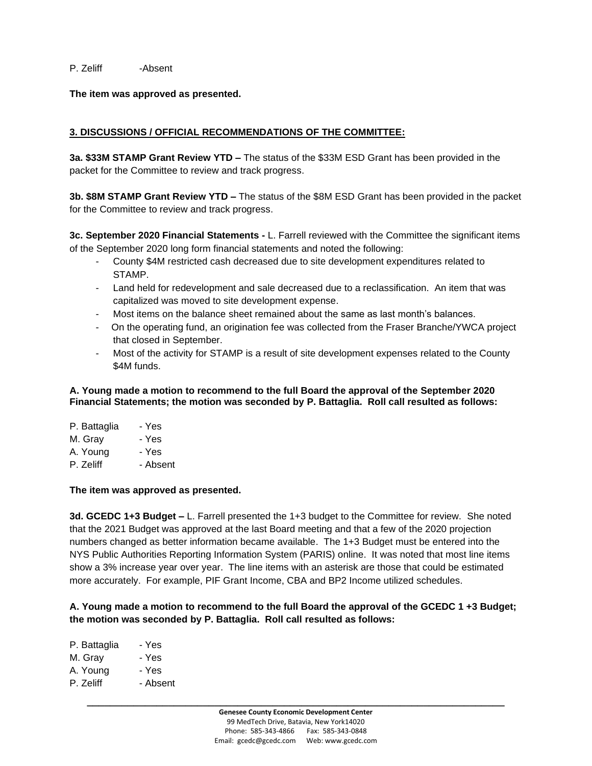P. Zeliff -Absent

**The item was approved as presented.**

**3. DISCUSSIONS / OFFICIAL RECOMMENDATIONS OF THE COMMITTEE:**

**3a. $33M STAMP Grant Review YTD –** The status of the $33M ESD Grant has been provided in the packet for the Committee to review and track progress.

**3b. $8M STAMP Grant Review YTD –** The status of the $8M ESD Grant has been provided in the packet for the Committee to review and track progress.

**3c. September 2020 Financial Statements -** L. Farrell reviewed with the Committee the significant items of the September 2020 long form financial statements and noted the following:

- County $4M restricted cash decreased due to site development expenditures related to STAMP.
- Land held for redevelopment and sale decreased due to a reclassification. An item that was capitalized was moved to site development expense.
- Most items on the balance sheet remained about the same as last month's balances.
- On the operating fund, an origination fee was collected from the Fraser Branche/YWCA project that closed in September.
- Most of the activity for STAMP is a result of site development expenses related to the County $4M funds.

**A. Young made a motion to recommend to the full Board the approval of the September 2020 Financial Statements; the motion was seconded by P. Battaglia. Roll call resulted as follows:**

P. Battaglia - Yes
M. Gray - Yes
A. Young - Yes
P. Zeliff - Absent

**The item was approved as presented.**

**3d. GCEDC 1+3 Budget –** L. Farrell presented the 1+3 budget to the Committee for review. She noted that the 2021 Budget was approved at the last Board meeting and that a few of the 2020 projection numbers changed as better information became available. The 1+3 Budget must be entered into the NYS Public Authorities Reporting Information System (PARIS) online. It was noted that most line items show a 3% increase year over year. The line items with an asterisk are those that could be estimated more accurately. For example, PIF Grant Income, CBA and BP2 Income utilized schedules.

**A. Young made a motion to recommend to the full Board the approval of the GCEDC 1 +3 Budget; the motion was seconded by P. Battaglia. Roll call resulted as follows:**

P. Battaglia - Yes
M. Gray - Yes
A. Young - Yes
P. Zeliff - Absent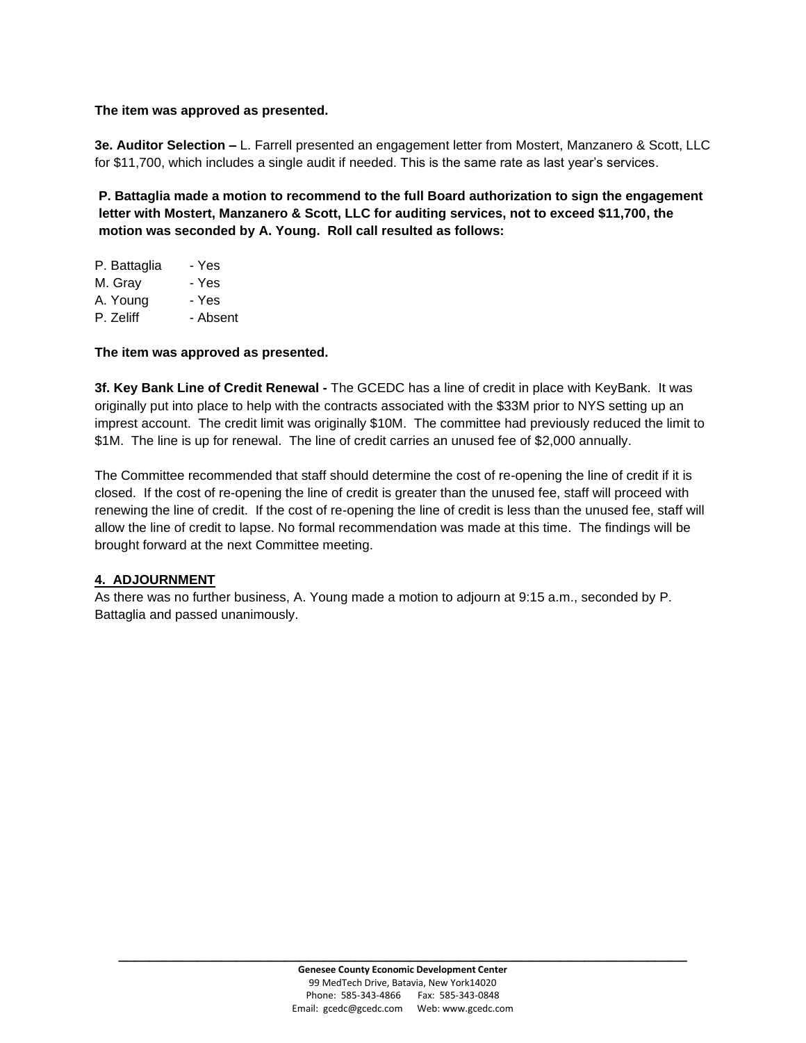**The item was approved as presented.**

**3e. Auditor Selection –** L. Farrell presented an engagement letter from Mostert, Manzanero & Scott, LLC for $11,700, which includes a single audit if needed. This is the same rate as last year's services.

**P. Battaglia made a motion to recommend to the full Board authorization to sign the engagement letter with Mostert, Manzanero & Scott, LLC for auditing services, not to exceed $11,700, the motion was seconded by A. Young. Roll call resulted as follows:**

| | |
|---|---|
| P. Battaglia | - Yes |
| M. Gray | - Yes |
| A. Young | - Yes |
| P. Zeliff | - Absent |

**The item was approved as presented.**

**3f. Key Bank Line of Credit Renewal -** The GCEDC has a line of credit in place with KeyBank. It was originally put into place to help with the contracts associated with the $33M prior to NYS setting up an imprest account. The credit limit was originally $10M. The committee had previously reduced the limit to $1M. The line is up for renewal. The line of credit carries an unused fee of $2,000 annually.

The Committee recommended that staff should determine the cost of re-opening the line of credit if it is closed. If the cost of re-opening the line of credit is greater than the unused fee, staff will proceed with renewing the line of credit. If the cost of re-opening the line of credit is less than the unused fee, staff will allow the line of credit to lapse. No formal recommendation was made at this time. The findings will be brought forward at the next Committee meeting.

## 4. ADJOURNMENT

As there was no further business, A. Young made a motion to adjourn at 9:15 a.m., seconded by P. Battaglia and passed unanimously.